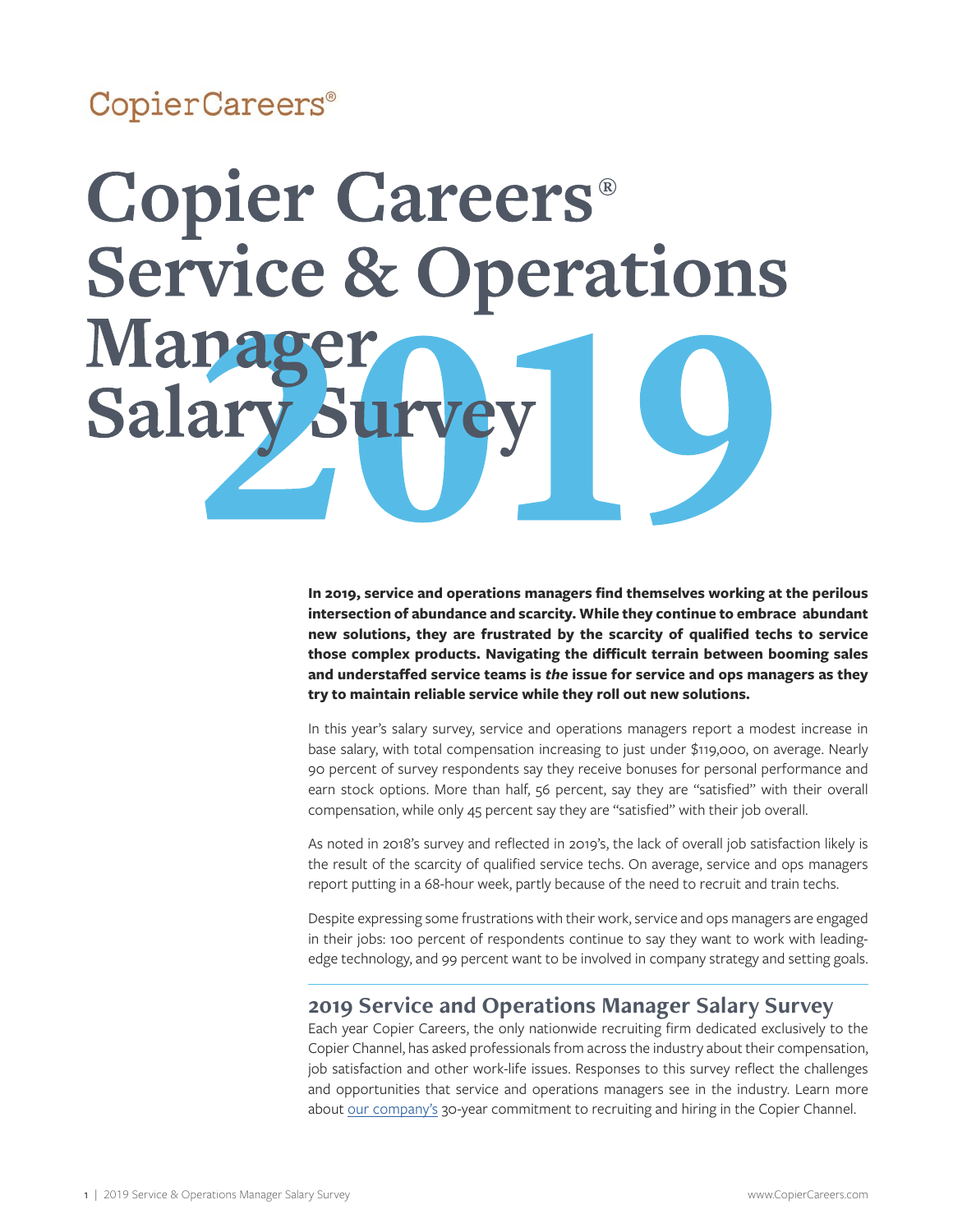CopierCareers®

# Copier Careers® Service & Operations Manager Salary Survey 2019

**In 2019, service and operations managers find themselves working at the perilous intersection of abundance and scarcity. While they continue to embrace abundant new solutions, they are frustrated by the scarcity of qualified techs to service those complex products. Navigating the difficult terrain between booming sales and understaffed service teams is *the* issue for service and ops managers as they try to maintain reliable service while they roll out new solutions.**

In this year's salary survey, service and operations managers report a modest increase in base salary, with total compensation increasing to just under $119,000, on average. Nearly 90 percent of survey respondents say they receive bonuses for personal performance and earn stock options. More than half, 56 percent, say they are "satisfied" with their overall compensation, while only 45 percent say they are "satisfied" with their job overall.

As noted in 2018's survey and reflected in 2019's, the lack of overall job satisfaction likely is the result of the scarcity of qualified service techs. On average, service and ops managers report putting in a 68-hour week, partly because of the need to recruit and train techs.

Despite expressing some frustrations with their work, service and ops managers are engaged in their jobs: 100 percent of respondents continue to say they want to work with leading-edge technology, and 99 percent want to be involved in company strategy and setting goals.

## 2019 Service and Operations Manager Salary Survey

Each year Copier Careers, the only nationwide recruiting firm dedicated exclusively to the Copier Channel, has asked professionals from across the industry about their compensation, job satisfaction and other work-life issues. Responses to this survey reflect the challenges and opportunities that service and operations managers see in the industry. Learn more about our company's 30-year commitment to recruiting and hiring in the Copier Channel.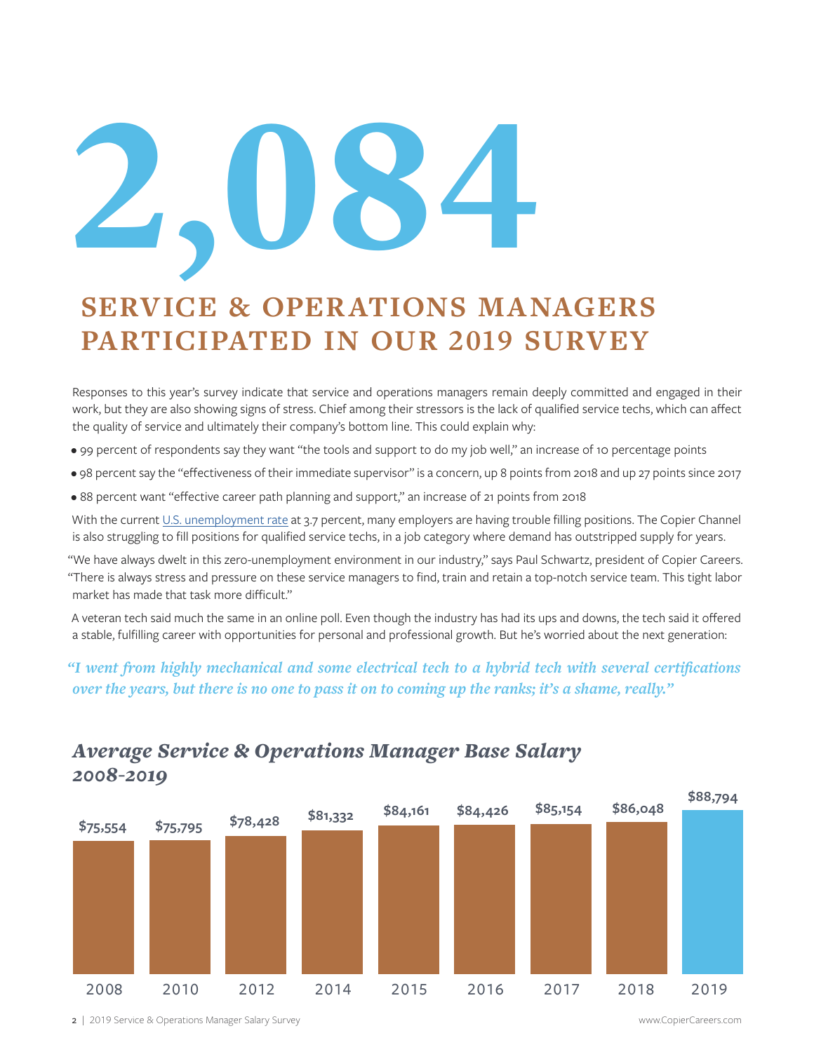# 2,084

## SERVICE & OPERATIONS MANAGERS PARTICIPATED IN OUR 2019 SURVEY

Responses to this year's survey indicate that service and operations managers remain deeply committed and engaged in their work, but they are also showing signs of stress. Chief among their stressors is the lack of qualified service techs, which can affect the quality of service and ultimately their company's bottom line. This could explain why:

- 99 percent of respondents say they want "the tools and support to do my job well," an increase of 10 percentage points
- 98 percent say the "effectiveness of their immediate supervisor" is a concern, up 8 points from 2018 and up 27 points since 2017
- 88 percent want "effective career path planning and support," an increase of 21 points from 2018

With the current U.S. unemployment rate at 3.7 percent, many employers are having trouble filling positions. The Copier Channel is also struggling to fill positions for qualified service techs, in a job category where demand has outstripped supply for years.

"We have always dwelt in this zero-unemployment environment in our industry," says Paul Schwartz, president of Copier Careers. "There is always stress and pressure on these service managers to find, train and retain a top-notch service team. This tight labor market has made that task more difficult."

A veteran tech said much the same in an online poll. Even though the industry has had its ups and downs, the tech said it offered a stable, fulfilling career with opportunities for personal and professional growth. But he's worried about the next generation:

*"I went from highly mechanical and some electrical tech to a hybrid tech with several certifications over the years, but there is no one to pass it on to coming up the ranks; it's a shame, really."*

### *Average Service & Operations Manager Base Salary 2008-2019*

| Year | Average Base Salary |
|---|---|
| 2008 | $75,554 |
| 2010 | $75,795 |
| 2012 | $78,428 |
| 2014 | $81,332 |
| 2015 | $84,161 |
| 2016 | $84,426 |
| 2017 | $85,154 |
| 2018 | $86,048 |
| 2019 | $88,794 |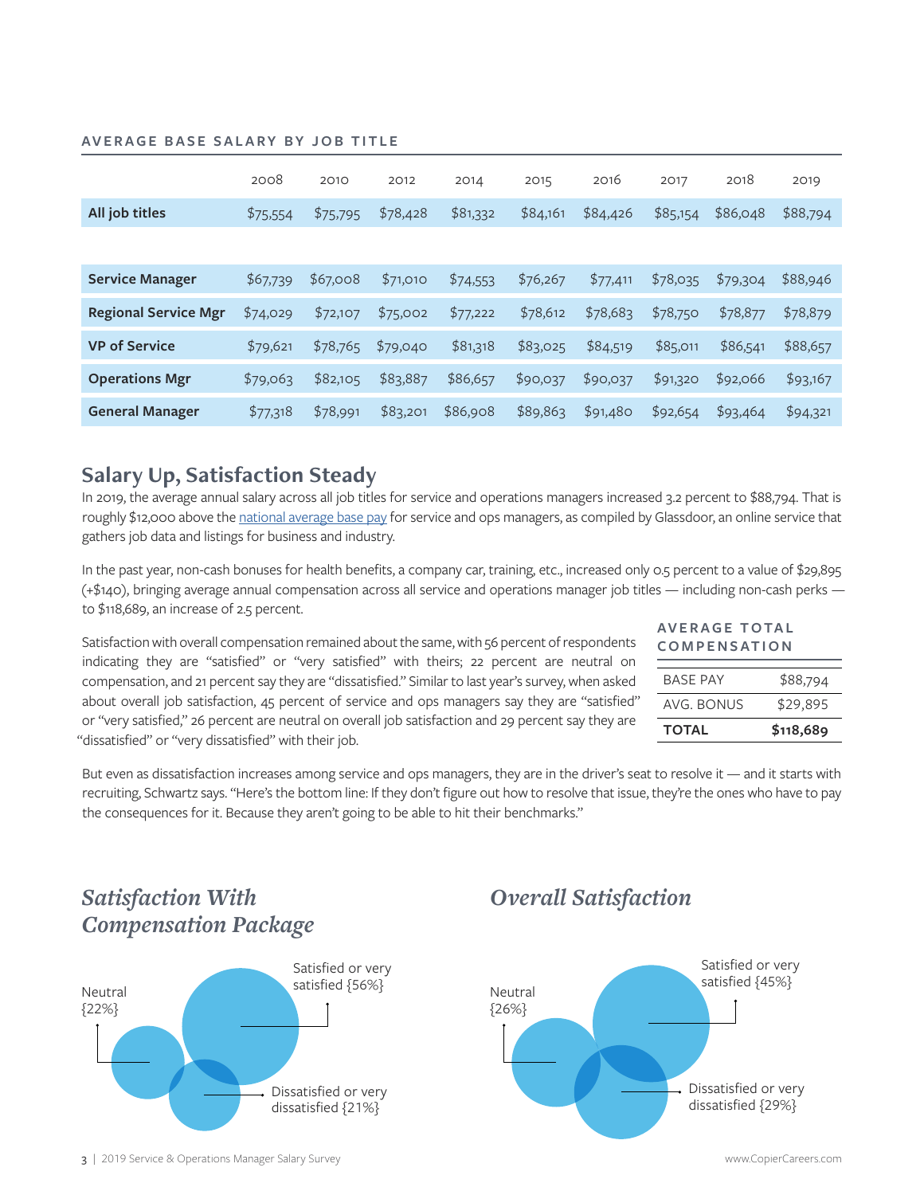### AVERAGE BASE SALARY BY JOB TITLE

| | 2008 | 2010 | 2012 | 2014 | 2015 | 2016 | 2017 | 2018 | 2019 |
|---|---|---|---|---|---|---|---|---|---|
| **All job titles** | $75,554 | $75,795 | $78,428 | $81,332 | $84,161 | $84,426 | $85,154 | $86,048 | $88,794 |
| | | | | | | | | | |
| **Service Manager** | $67,739 | $67,008 | $71,010 | $74,553 | $76,267 | $77,411 | $78,035 | $79,304 | $88,946 |
| **Regional Service Mgr** | $74,029 | $72,107 | $75,002 | $77,222 | $78,612 | $78,683 | $78,750 | $78,877 | $78,879 |
| **VP of Service** | $79,621 | $78,765 | $79,040 | $81,318 | $83,025 | $84,519 | $85,011 | $86,541 | $88,657 |
| **Operations Mgr** | $79,063 | $82,105 | $83,887 | $86,657 | $90,037 | $90,037 | $91,320 | $92,066 | $93,167 |
| **General Manager** | $77,318 | $78,991 | $83,201 | $86,908 | $89,863 | $91,480 | $92,654 | $93,464 | $94,321 |

## Salary Up, Satisfaction Steady

In 2019, the average annual salary across all job titles for service and operations managers increased 3.2 percent to $88,794. That is roughly $12,000 above the national average base pay for service and ops managers, as compiled by Glassdoor, an online service that gathers job data and listings for business and industry.

In the past year, non-cash bonuses for health benefits, a company car, training, etc., increased only 0.5 percent to a value of $29,895 (+$140), bringing average annual compensation across all service and operations manager job titles — including non-cash perks — to $118,689, an increase of 2.5 percent.

Satisfaction with overall compensation remained about the same, with 56 percent of respondents indicating they are "satisfied" or "very satisfied" with theirs; 22 percent are neutral on compensation, and 21 percent say they are "dissatisfied." Similar to last year's survey, when asked about overall job satisfaction, 45 percent of service and ops managers say they are "satisfied" or "very satisfied," 26 percent are neutral on overall job satisfaction and 29 percent say they are "dissatisfied" or "very dissatisfied" with their job.

### AVERAGE TOTAL COMPENSATION

| | |
|---|---|
| BASE PAY | $88,794 |
| AVG. BONUS | $29,895 |
| **TOTAL** | **$118,689** |

But even as dissatisfaction increases among service and ops managers, they are in the driver's seat to resolve it — and it starts with recruiting, Schwartz says. "Here's the bottom line: If they don't figure out how to resolve that issue, they're the ones who have to pay the consequences for it. Because they aren't going to be able to hit their benchmarks."

### *Satisfaction With Compensation Package*

Neutral {22%}

Satisfied or very satisfied {56%}

Dissatisfied or very dissatisfied {21%}

### *Overall Satisfaction*

Neutral {26%}

Satisfied or very satisfied {45%}

Dissatisfied or very dissatisfied {29%}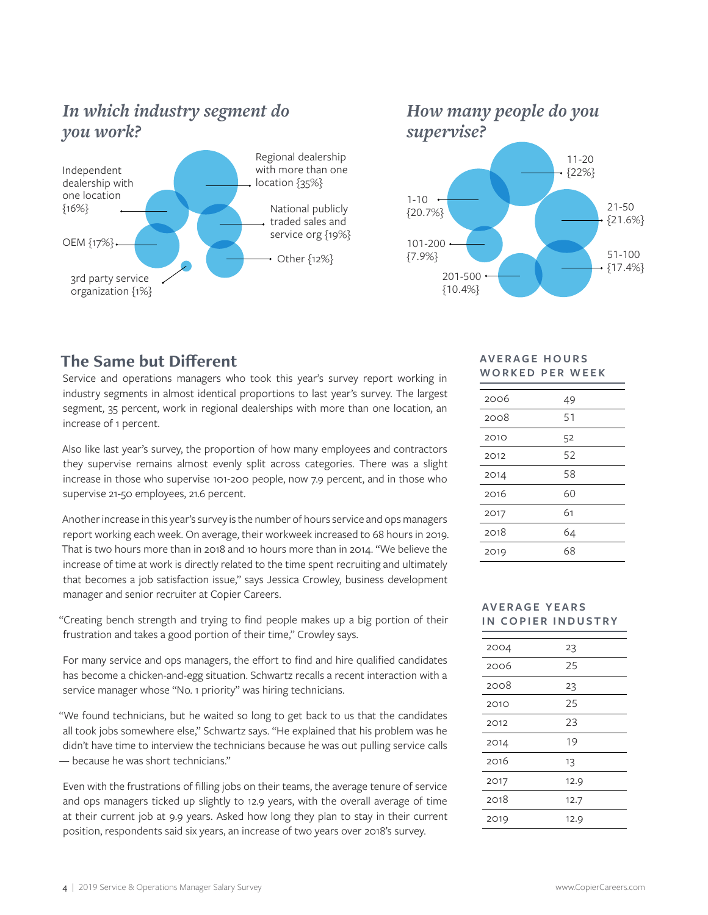## *In which industry segment do you work?*

- Regional dealership with more than one location {35%}
- Independent dealership with one location {16%}
- National publicly traded sales and service org {19%}
- OEM {17%}
- Other {12%}
- 3rd party service organization {1%}

## *How many people do you supervise?*

- 11-20 {22%}
- 1-10 {20.7%}
- 21-50 {21.6%}
- 101-200 {7.9%}
- 51-100 {17.4%}
- 201-500 {10.4%}

## The Same but Different

Service and operations managers who took this year's survey report working in industry segments in almost identical proportions to last year's survey. The largest segment, 35 percent, work in regional dealerships with more than one location, an increase of 1 percent.

Also like last year's survey, the proportion of how many employees and contractors they supervise remains almost evenly split across categories. There was a slight increase in those who supervise 101-200 people, now 7.9 percent, and in those who supervise 21-50 employees, 21.6 percent.

Another increase in this year's survey is the number of hours service and ops managers report working each week. On average, their workweek increased to 68 hours in 2019. That is two hours more than in 2018 and 10 hours more than in 2014. "We believe the increase of time at work is directly related to the time spent recruiting and ultimately that becomes a job satisfaction issue," says Jessica Crowley, business development manager and senior recruiter at Copier Careers.

"Creating bench strength and trying to find people makes up a big portion of their frustration and takes a good portion of their time," Crowley says.

For many service and ops managers, the effort to find and hire qualified candidates has become a chicken-and-egg situation. Schwartz recalls a recent interaction with a service manager whose "No. 1 priority" was hiring technicians.

"We found technicians, but he waited so long to get back to us that the candidates all took jobs somewhere else," Schwartz says. "He explained that his problem was he didn't have time to interview the technicians because he was out pulling service calls — because he was short technicians."

Even with the frustrations of filling jobs on their teams, the average tenure of service and ops managers ticked up slightly to 12.9 years, with the overall average of time at their current job at 9.9 years. Asked how long they plan to stay in their current position, respondents said six years, an increase of two years over 2018's survey.

### AVERAGE HOURS WORKED PER WEEK

| Year | Hours |
|---|---|
| 2006 | 49 |
| 2008 | 51 |
| 2010 | 52 |
| 2012 | 52 |
| 2014 | 58 |
| 2016 | 60 |
| 2017 | 61 |
| 2018 | 64 |
| 2019 | 68 |

### AVERAGE YEARS IN COPIER INDUSTRY

| Year | Years |
|---|---|
| 2004 | 23 |
| 2006 | 25 |
| 2008 | 23 |
| 2010 | 25 |
| 2012 | 23 |
| 2014 | 19 |
| 2016 | 13 |
| 2017 | 12.9 |
| 2018 | 12.7 |
| 2019 | 12.9 |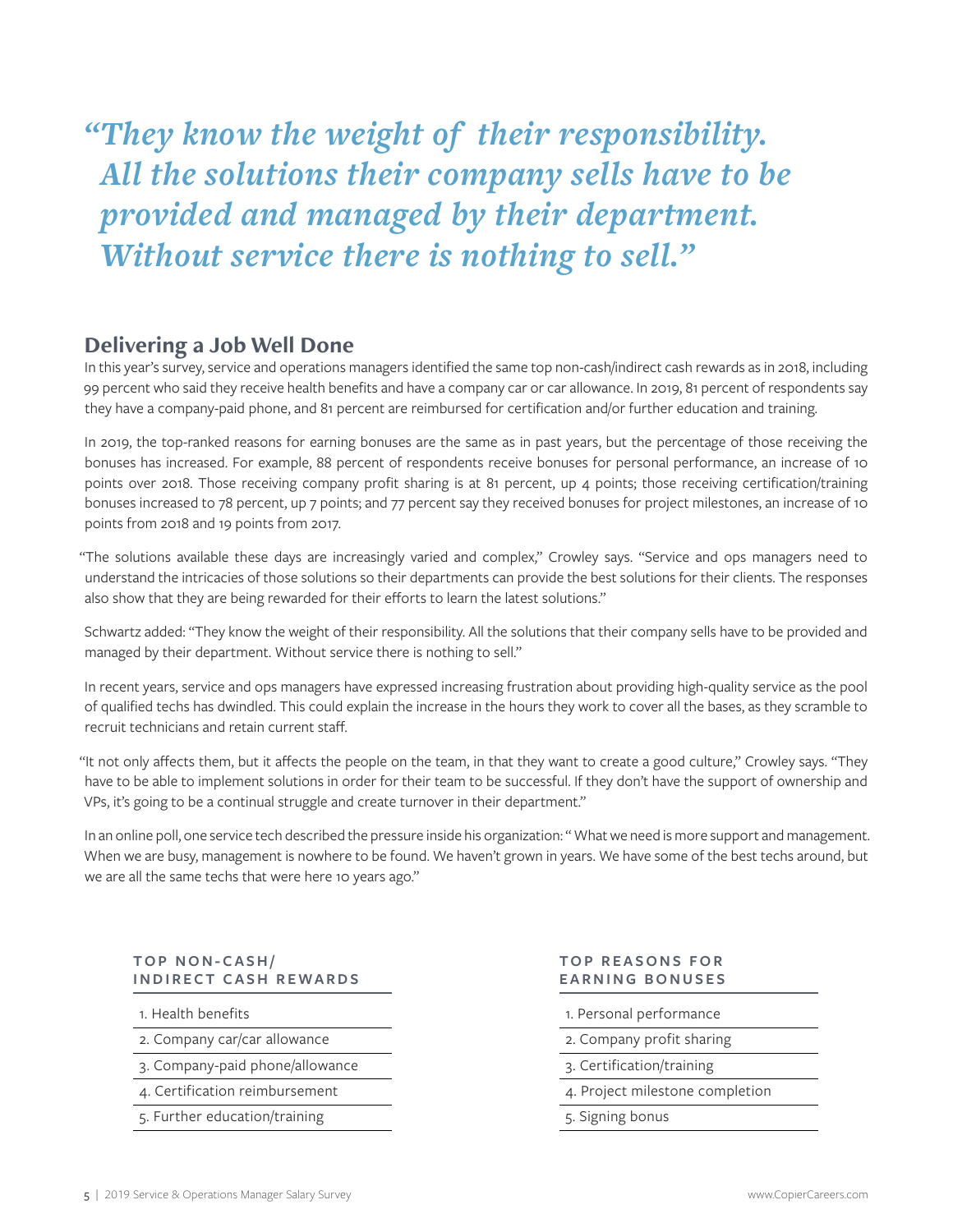*“They know the weight of their responsibility. All the solutions their company sells have to be provided and managed by their department. Without service there is nothing to sell.”*

## Delivering a Job Well Done

In this year’s survey, service and operations managers identified the same top non-cash/indirect cash rewards as in 2018, including 99 percent who said they receive health benefits and have a company car or car allowance. In 2019, 81 percent of respondents say they have a company-paid phone, and 81 percent are reimbursed for certification and/or further education and training.

In 2019, the top-ranked reasons for earning bonuses are the same as in past years, but the percentage of those receiving the bonuses has increased. For example, 88 percent of respondents receive bonuses for personal performance, an increase of 10 points over 2018. Those receiving company profit sharing is at 81 percent, up 4 points; those receiving certification/training bonuses increased to 78 percent, up 7 points; and 77 percent say they received bonuses for project milestones, an increase of 10 points from 2018 and 19 points from 2017.

“The solutions available these days are increasingly varied and complex,” Crowley says. “Service and ops managers need to understand the intricacies of those solutions so their departments can provide the best solutions for their clients. The responses also show that they are being rewarded for their efforts to learn the latest solutions.”

Schwartz added: “They know the weight of their responsibility. All the solutions that their company sells have to be provided and managed by their department. Without service there is nothing to sell.”

In recent years, service and ops managers have expressed increasing frustration about providing high-quality service as the pool of qualified techs has dwindled. This could explain the increase in the hours they work to cover all the bases, as they scramble to recruit technicians and retain current staff.

“It not only affects them, but it affects the people on the team, in that they want to create a good culture,” Crowley says. “They have to be able to implement solutions in order for their team to be successful. If they don’t have the support of ownership and VPs, it’s going to be a continual struggle and create turnover in their department.”

In an online poll, one service tech described the pressure inside his organization: “ What we need is more support and management. When we are busy, management is nowhere to be found. We haven’t grown in years. We have some of the best techs around, but we are all the same techs that were here 10 years ago.”

### TOP NON-CASH/ INDIRECT CASH REWARDS

1. Health benefits
2. Company car/car allowance
3. Company-paid phone/allowance
4. Certification reimbursement
5. Further education/training

### TOP REASONS FOR EARNING BONUSES

1. Personal performance
2. Company profit sharing
3. Certification/training
4. Project milestone completion
5. Signing bonus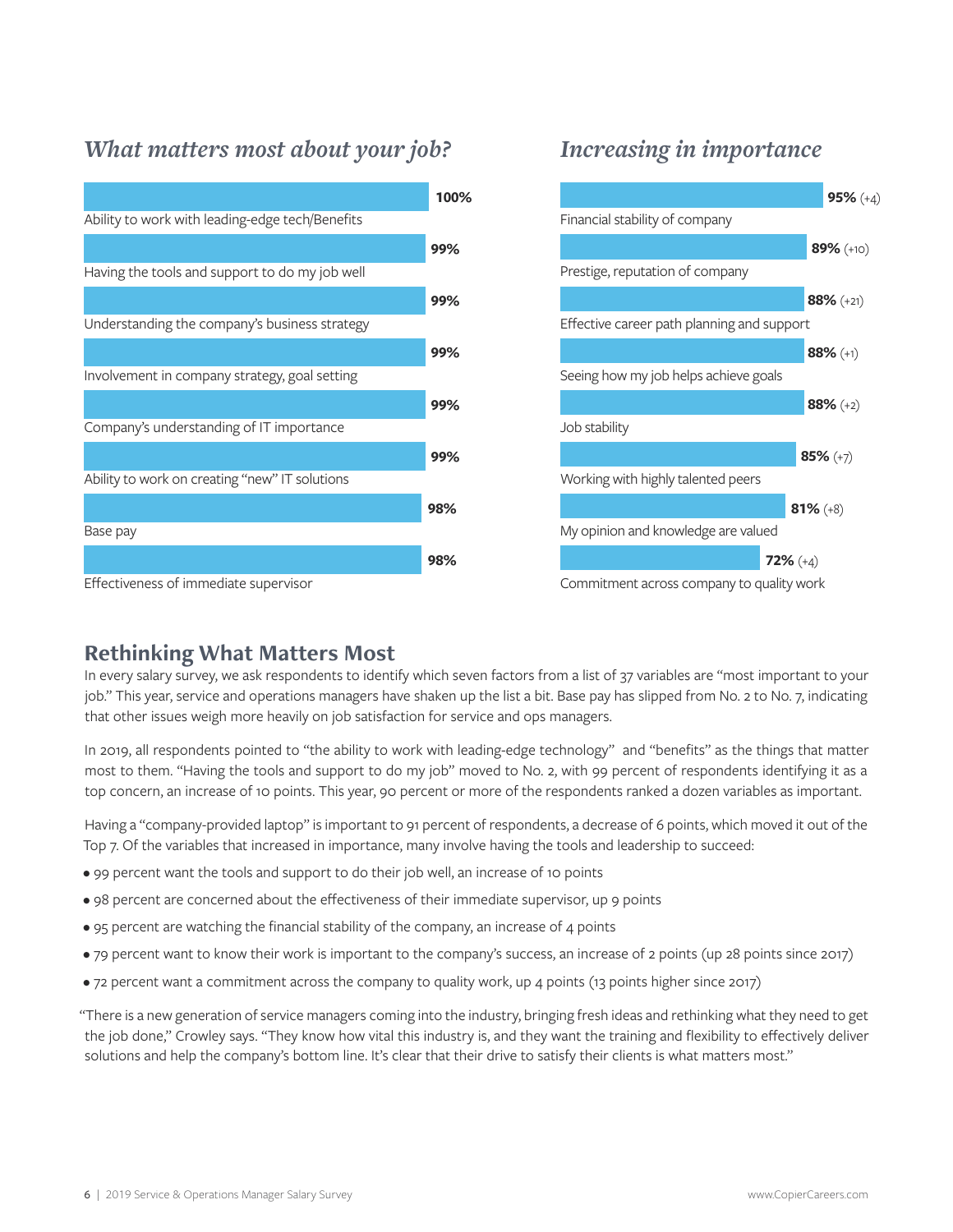## *What matters most about your job?*

| Factor | Percentage |
|---|---|
| Ability to work with leading-edge tech/Benefits | **100%** |
| Having the tools and support to do my job well | **99%** |
| Understanding the company's business strategy | **99%** |
| Involvement in company strategy, goal setting | **99%** |
| Company's understanding of IT importance | **99%** |
| Ability to work on creating "new" IT solutions | **99%** |
| Base pay | **98%** |
| Effectiveness of immediate supervisor | **98%** |

## *Increasing in importance*

| Factor | Percentage |
|---|---|
| Financial stability of company | **95%** (+4) |
| Prestige, reputation of company | **89%** (+10) |
| Effective career path planning and support | **88%** (+21) |
| Seeing how my job helps achieve goals | **88%** (+1) |
| Job stability | **88%** (+2) |
| Working with highly talented peers | **85%** (+7) |
| My opinion and knowledge are valued | **81%** (+8) |
| Commitment across company to quality work | **72%** (+4) |

## Rethinking What Matters Most

In every salary survey, we ask respondents to identify which seven factors from a list of 37 variables are "most important to your job." This year, service and operations managers have shaken up the list a bit. Base pay has slipped from No. 2 to No. 7, indicating that other issues weigh more heavily on job satisfaction for service and ops managers.

In 2019, all respondents pointed to "the ability to work with leading-edge technology" and "benefits" as the things that matter most to them. "Having the tools and support to do my job" moved to No. 2, with 99 percent of respondents identifying it as a top concern, an increase of 10 points. This year, 90 percent or more of the respondents ranked a dozen variables as important.

Having a "company-provided laptop" is important to 91 percent of respondents, a decrease of 6 points, which moved it out of the Top 7. Of the variables that increased in importance, many involve having the tools and leadership to succeed:

- 99 percent want the tools and support to do their job well, an increase of 10 points
- 98 percent are concerned about the effectiveness of their immediate supervisor, up 9 points
- 95 percent are watching the financial stability of the company, an increase of 4 points
- 79 percent want to know their work is important to the company's success, an increase of 2 points (up 28 points since 2017)
- 72 percent want a commitment across the company to quality work, up 4 points (13 points higher since 2017)

"There is a new generation of service managers coming into the industry, bringing fresh ideas and rethinking what they need to get the job done," Crowley says. "They know how vital this industry is, and they want the training and flexibility to effectively deliver solutions and help the company's bottom line. It's clear that their drive to satisfy their clients is what matters most."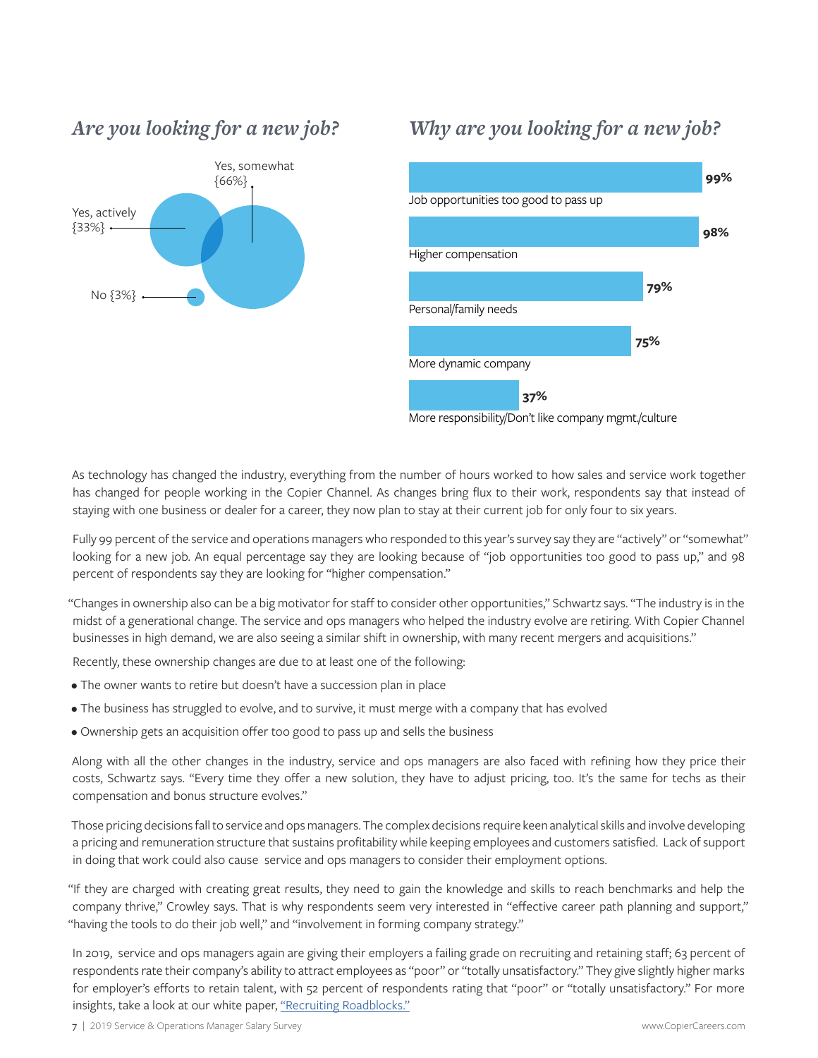### *Are you looking for a new job?*

Yes, somewhat {66%}

Yes, actively {33%}

No {3%}

### *Why are you looking for a new job?*

| Reason | Percentage |
| --- | --- |
| Job opportunities too good to pass up | 99% |
| Higher compensation | 98% |
| Personal/family needs | 79% |
| More dynamic company | 75% |
| More responsibility/Don't like company mgmt./culture | 37% |

As technology has changed the industry, everything from the number of hours worked to how sales and service work together has changed for people working in the Copier Channel. As changes bring flux to their work, respondents say that instead of staying with one business or dealer for a career, they now plan to stay at their current job for only four to six years.

Fully 99 percent of the service and operations managers who responded to this year's survey say they are "actively" or "somewhat" looking for a new job. An equal percentage say they are looking because of "job opportunities too good to pass up," and 98 percent of respondents say they are looking for "higher compensation."

"Changes in ownership also can be a big motivator for staff to consider other opportunities," Schwartz says. "The industry is in the midst of a generational change. The service and ops managers who helped the industry evolve are retiring. With Copier Channel businesses in high demand, we are also seeing a similar shift in ownership, with many recent mergers and acquisitions."

Recently, these ownership changes are due to at least one of the following:

- The owner wants to retire but doesn't have a succession plan in place
- The business has struggled to evolve, and to survive, it must merge with a company that has evolved
- Ownership gets an acquisition offer too good to pass up and sells the business

Along with all the other changes in the industry, service and ops managers are also faced with refining how they price their costs, Schwartz says. "Every time they offer a new solution, they have to adjust pricing, too. It's the same for techs as their compensation and bonus structure evolves."

Those pricing decisions fall to service and ops managers. The complex decisions require keen analytical skills and involve developing a pricing and remuneration structure that sustains profitability while keeping employees and customers satisfied. Lack of support in doing that work could also cause service and ops managers to consider their employment options.

"If they are charged with creating great results, they need to gain the knowledge and skills to reach benchmarks and help the company thrive," Crowley says. That is why respondents seem very interested in "effective career path planning and support," "having the tools to do their job well," and "involvement in forming company strategy."

In 2019, service and ops managers again are giving their employers a failing grade on recruiting and retaining staff; 63 percent of respondents rate their company's ability to attract employees as "poor" or "totally unsatisfactory." They give slightly higher marks for employer's efforts to retain talent, with 52 percent of respondents rating that "poor" or "totally unsatisfactory." For more insights, take a look at our white paper, "Recruiting Roadblocks."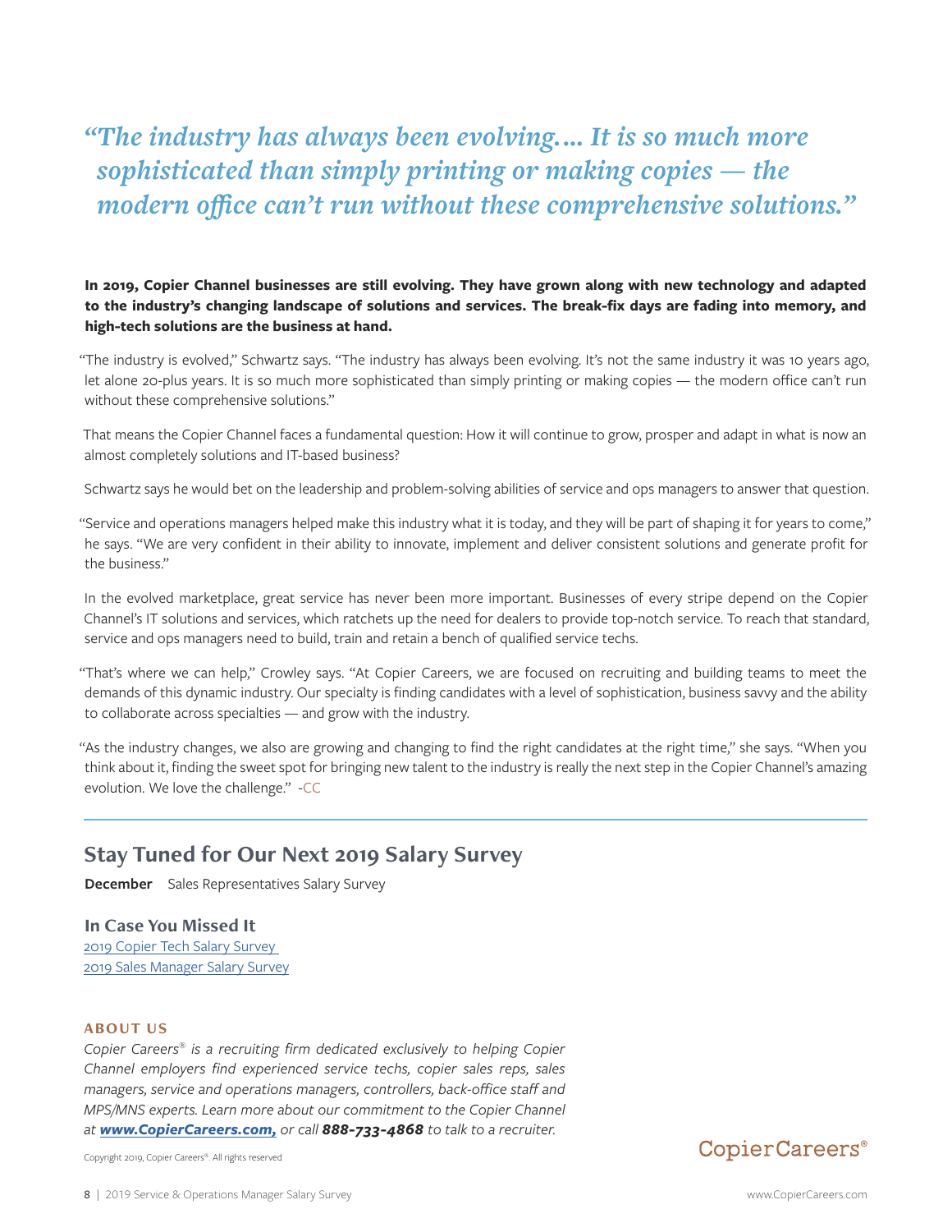*“The industry has always been evolving.... It is so much more sophisticated than simply printing or making copies — the modern office can’t run without these comprehensive solutions.”*

**In 2019, Copier Channel businesses are still evolving. They have grown along with new technology and adapted to the industry’s changing landscape of solutions and services. The break-fix days are fading into memory, and high-tech solutions are the business at hand.**

“The industry is evolved,” Schwartz says. “The industry has always been evolving. It’s not the same industry it was 10 years ago, let alone 20-plus years. It is so much more sophisticated than simply printing or making copies — the modern office can’t run without these comprehensive solutions.”

That means the Copier Channel faces a fundamental question: How it will continue to grow, prosper and adapt in what is now an almost completely solutions and IT-based business?

Schwartz says he would bet on the leadership and problem-solving abilities of service and ops managers to answer that question.

“Service and operations managers helped make this industry what it is today, and they will be part of shaping it for years to come,” he says. “We are very confident in their ability to innovate, implement and deliver consistent solutions and generate profit for the business.”

In the evolved marketplace, great service has never been more important. Businesses of every stripe depend on the Copier Channel’s IT solutions and services, which ratchets up the need for dealers to provide top-notch service. To reach that standard, service and ops managers need to build, train and retain a bench of qualified service techs.

“That’s where we can help,” Crowley says. “At Copier Careers, we are focused on recruiting and building teams to meet the demands of this dynamic industry. Our specialty is finding candidates with a level of sophistication, business savvy and the ability to collaborate across specialties — and grow with the industry.

“As the industry changes, we also are growing and changing to find the right candidates at the right time,” she says. “When you think about it, finding the sweet spot for bringing new talent to the industry is really the next step in the Copier Channel’s amazing evolution. We love the challenge.” -CC

---

## Stay Tuned for Our Next 2019 Salary Survey

**December** Sales Representatives Salary Survey

### In Case You Missed It

2019 Copier Tech Salary Survey
2019 Sales Manager Salary Survey

**ABOUT US**

*Copier Careers® is a recruiting firm dedicated exclusively to helping Copier Channel employers find experienced service techs, copier sales reps, sales managers, service and operations managers, controllers, back-office staff and MPS/MNS experts. Learn more about our commitment to the Copier Channel at* ***www.CopierCareers.com,*** *or call* ***888-733-4868*** *to talk to a recruiter.*

Copyright 2019, Copier Careers®. All rights reserved

CopierCareers®